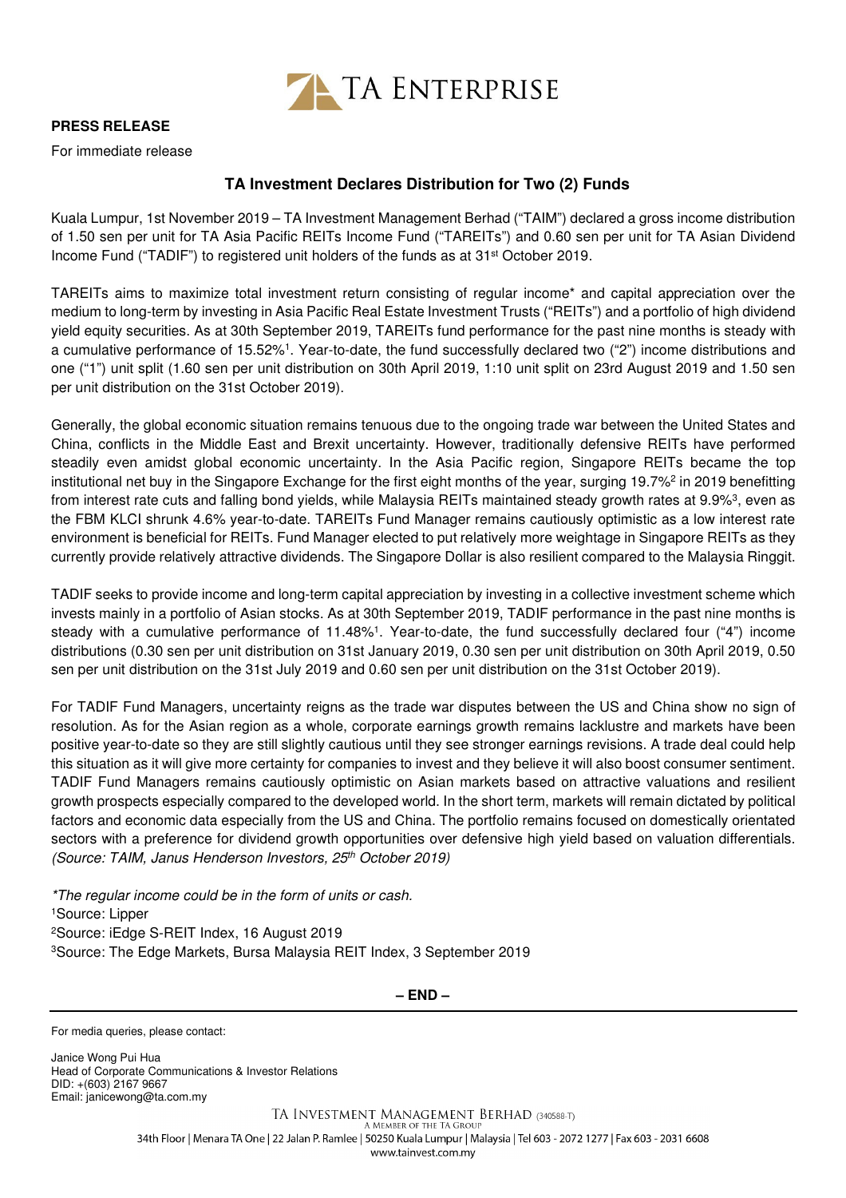TA ENTERPRISE

**PRESS RELEASE**

For immediate release

## TA Investment Declares Distribution for Two (2) Funds

Kuala Lumpur, 1st November 2019 – TA Investment Management Berhad ("TAIM") declared a gross income distribution of 1.50 sen per unit for TA Asia Pacific REITs Income Fund ("TAREITs") and 0.60 sen per unit for TA Asian Dividend Income Fund ("TADIF") to registered unit holders of the funds as at 31st October 2019.

TAREITs aims to maximize total investment return consisting of regular income* and capital appreciation over the medium to long-term by investing in Asia Pacific Real Estate Investment Trusts ("REITs") and a portfolio of high dividend yield equity securities. As at 30th September 2019, TAREITs fund performance for the past nine months is steady with a cumulative performance of 15.52%[1]. Year-to-date, the fund successfully declared two ("2") income distributions and one ("1") unit split (1.60 sen per unit distribution on 30th April 2019, 1:10 unit split on 23rd August 2019 and 1.50 sen per unit distribution on the 31st October 2019).

Generally, the global economic situation remains tenuous due to the ongoing trade war between the United States and China, conflicts in the Middle East and Brexit uncertainty. However, traditionally defensive REITs have performed steadily even amidst global economic uncertainty. In the Asia Pacific region, Singapore REITs became the top institutional net buy in the Singapore Exchange for the first eight months of the year, surging 19.7%[2] in 2019 benefitting from interest rate cuts and falling bond yields, while Malaysia REITs maintained steady growth rates at 9.9%[3], even as the FBM KLCI shrunk 4.6% year-to-date. TAREITs Fund Manager remains cautiously optimistic as a low interest rate environment is beneficial for REITs. Fund Manager elected to put relatively more weightage in Singapore REITs as they currently provide relatively attractive dividends. The Singapore Dollar is also resilient compared to the Malaysia Ringgit.

TADIF seeks to provide income and long-term capital appreciation by investing in a collective investment scheme which invests mainly in a portfolio of Asian stocks. As at 30th September 2019, TADIF performance in the past nine months is steady with a cumulative performance of 11.48%[1]. Year-to-date, the fund successfully declared four ("4") income distributions (0.30 sen per unit distribution on 31st January 2019, 0.30 sen per unit distribution on 30th April 2019, 0.50 sen per unit distribution on the 31st July 2019 and 0.60 sen per unit distribution on the 31st October 2019).

For TADIF Fund Managers, uncertainty reigns as the trade war disputes between the US and China show no sign of resolution. As for the Asian region as a whole, corporate earnings growth remains lacklustre and markets have been positive year-to-date so they are still slightly cautious until they see stronger earnings revisions. A trade deal could help this situation as it will give more certainty for companies to invest and they believe it will also boost consumer sentiment. TADIF Fund Managers remains cautiously optimistic on Asian markets based on attractive valuations and resilient growth prospects especially compared to the developed world. In the short term, markets will remain dictated by political factors and economic data especially from the US and China. The portfolio remains focused on domestically orientated sectors with a preference for dividend growth opportunities over defensive high yield based on valuation differentials. *(Source: TAIM, Janus Henderson Investors, 25th October 2019)*

*\*The regular income could be in the form of units or cash.*

[1]Source: Lipper

[2]Source: iEdge S-REIT Index, 16 August 2019

[3]Source: The Edge Markets, Bursa Malaysia REIT Index, 3 September 2019

**– END –**

---

For media queries, please contact:

Janice Wong Pui Hua
Head of Corporate Communications & Investor Relations
DID: +(603) 2167 9667
Email: janicewong@ta.com.my

TA INVESTMENT MANAGEMENT BERHAD (340588-T)
A MEMBER OF THE TA GROUP
34th Floor | Menara TA One | 22 Jalan P. Ramlee | 50250 Kuala Lumpur | Malaysia | Tel 603 - 2072 1277 | Fax 603 - 2031 6608
www.tainvest.com.my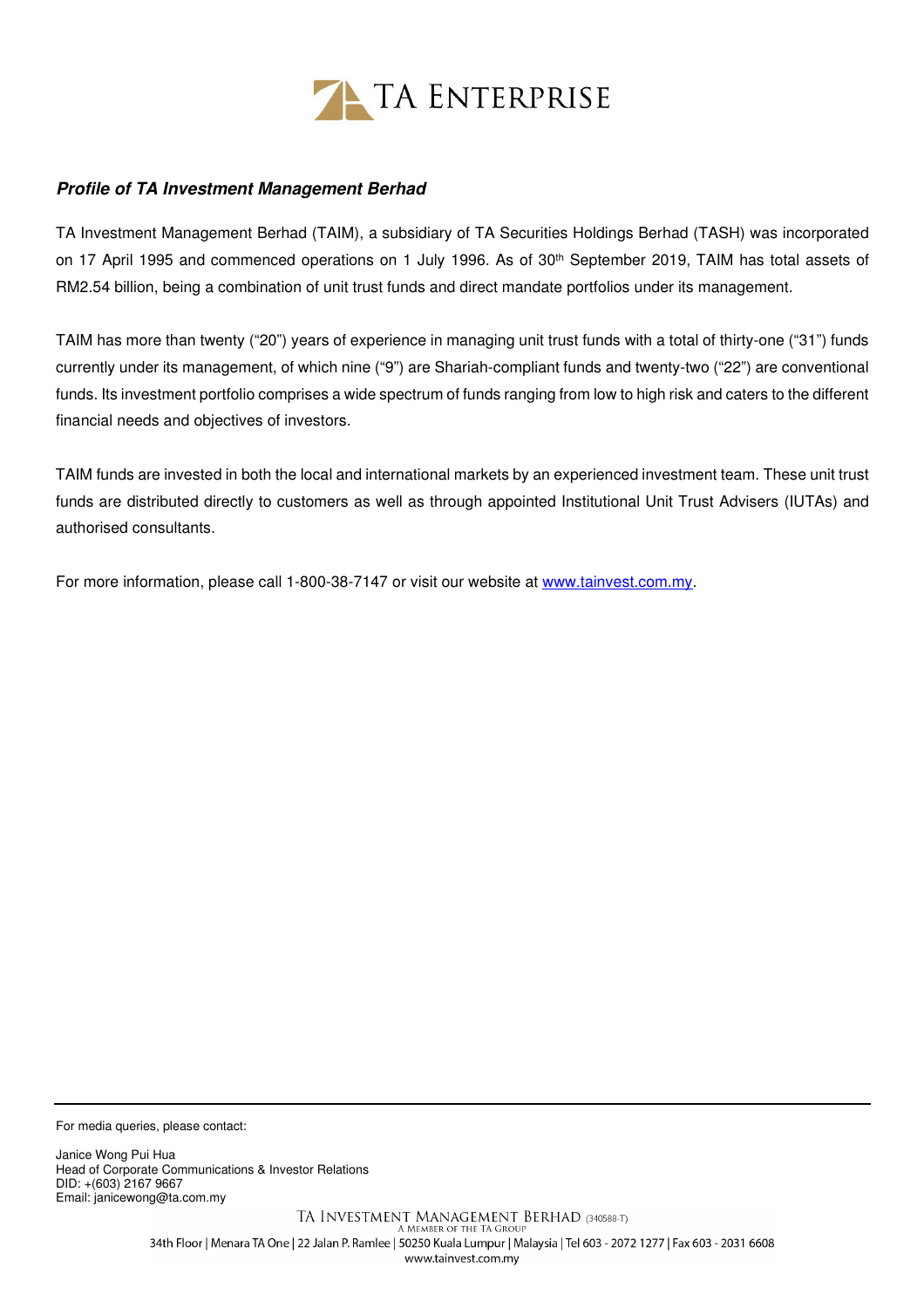### *Profile of TA Investment Management Berhad*

TA Investment Management Berhad (TAIM), a subsidiary of TA Securities Holdings Berhad (TASH) was incorporated on 17 April 1995 and commenced operations on 1 July 1996. As of 30th September 2019, TAIM has total assets of RM2.54 billion, being a combination of unit trust funds and direct mandate portfolios under its management.

TAIM has more than twenty ("20") years of experience in managing unit trust funds with a total of thirty-one ("31") funds currently under its management, of which nine ("9") are Shariah-compliant funds and twenty-two ("22") are conventional funds. Its investment portfolio comprises a wide spectrum of funds ranging from low to high risk and caters to the different financial needs and objectives of investors.

TAIM funds are invested in both the local and international markets by an experienced investment team. These unit trust funds are distributed directly to customers as well as through appointed Institutional Unit Trust Advisers (IUTAs) and authorised consultants.

For more information, please call 1-800-38-7147 or visit our website at www.tainvest.com.my.

---

For media queries, please contact:

Janice Wong Pui Hua
Head of Corporate Communications & Investor Relations
DID: +(603) 2167 9667
Email: janicewong@ta.com.my

TA INVESTMENT MANAGEMENT BERHAD (340588-T)
A MEMBER OF THE TA GROUP
34th Floor | Menara TA One | 22 Jalan P. Ramlee | 50250 Kuala Lumpur | Malaysia | Tel 603 - 2072 1277 | Fax 603 - 2031 6608
www.tainvest.com.my